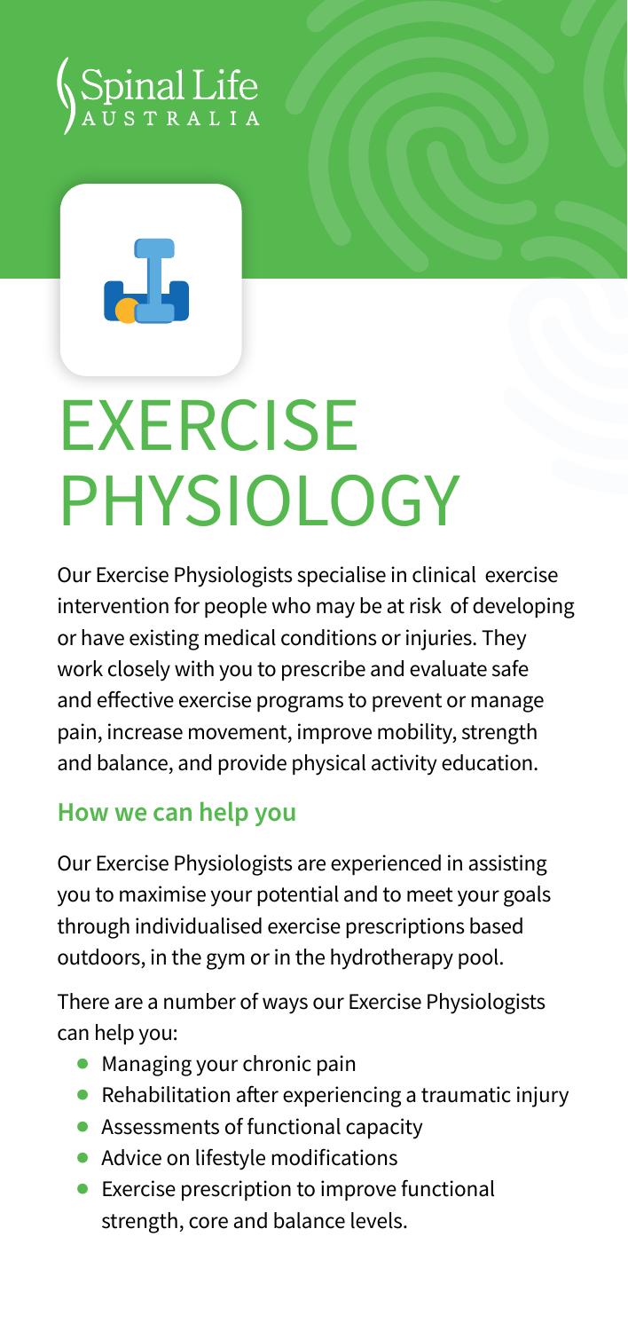Spinal Life AUSTRALIA

# EXERCISE PHYSIOLOGY

Our Exercise Physiologists specialise in clinical exercise intervention for people who may be at risk of developing or have existing medical conditions or injuries. They work closely with you to prescribe and evaluate safe and effective exercise programs to prevent or manage pain, increase movement, improve mobility, strength and balance, and provide physical activity education.

## How we can help you

Our Exercise Physiologists are experienced in assisting you to maximise your potential and to meet your goals through individualised exercise prescriptions based outdoors, in the gym or in the hydrotherapy pool.

There are a number of ways our Exercise Physiologists can help you:

- Managing your chronic pain
- Rehabilitation after experiencing a traumatic injury
- Assessments of functional capacity
- Advice on lifestyle modifications
- Exercise prescription to improve functional strength, core and balance levels.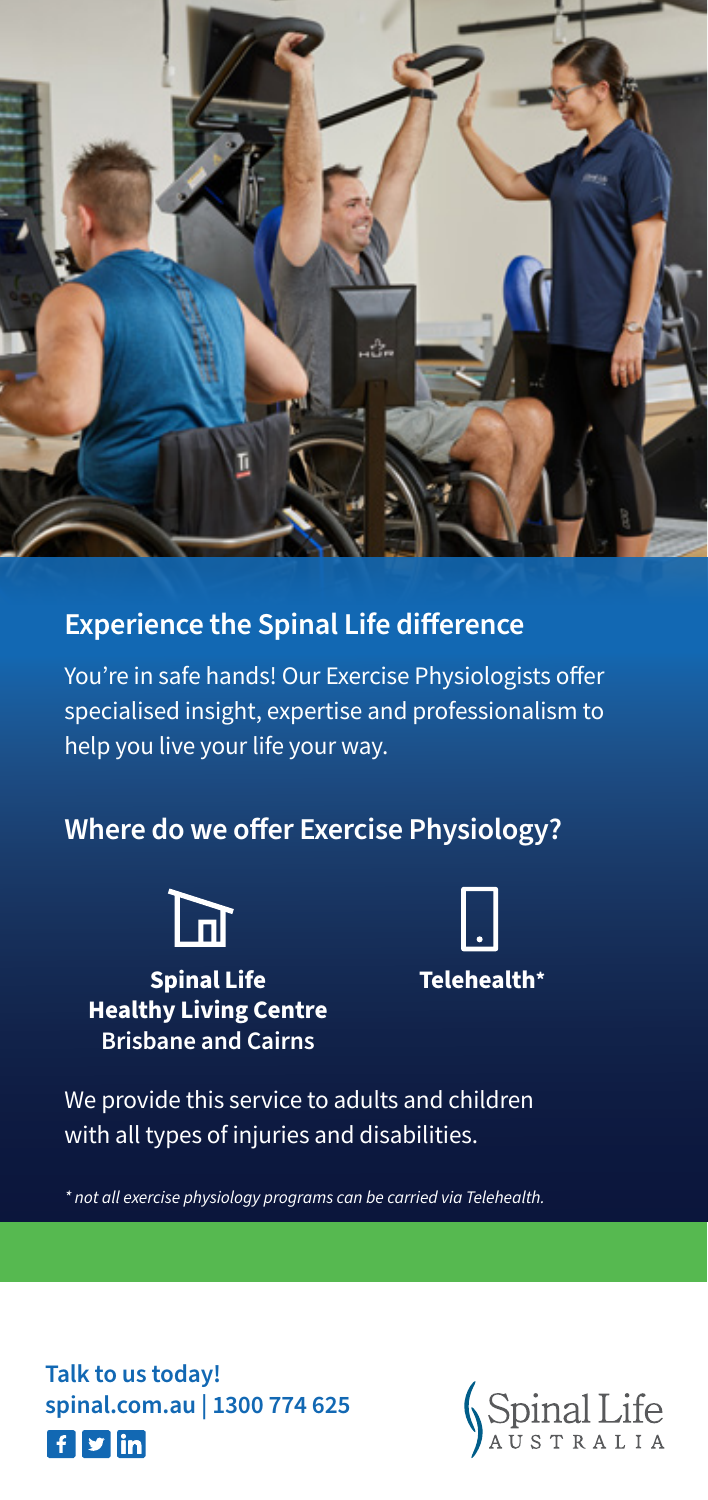## Experience the Spinal Life difference

You're in safe hands! Our Exercise Physiologists offer specialised insight, expertise and professionalism to help you live your life your way.

## Where do we offer Exercise Physiology?

**Spinal Life Healthy Living Centre**
**Brisbane and Cairns**

**Telehealth***

We provide this service to adults and children with all types of injuries and disabilities.

*\* not all exercise physiology programs can be carried via Telehealth.*

**Talk to us today!**
**spinal.com.au | 1300 774 625**

Spinal Life AUSTRALIA